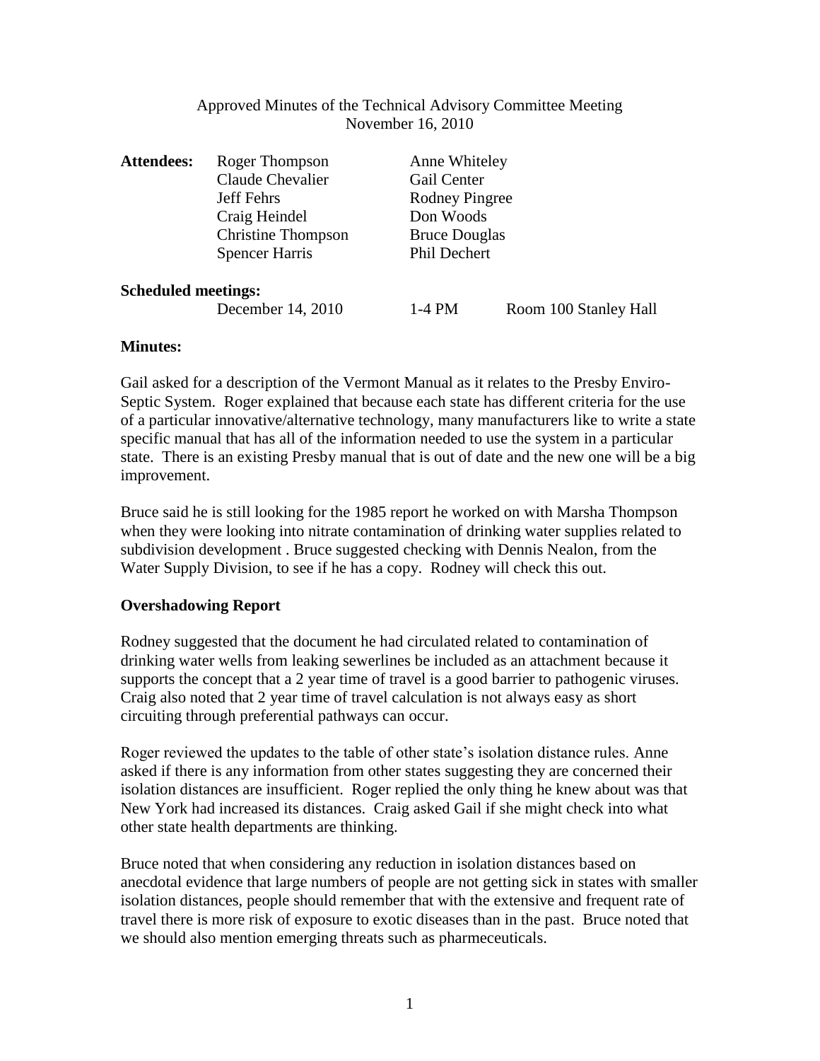# Approved Minutes of the Technical Advisory Committee Meeting
November 16, 2010

**Attendees:**

| | |
|---|---|
| Roger Thompson | Anne Whiteley |
| Claude Chevalier | Gail Center |
| Jeff Fehrs | Rodney Pingree |
| Craig Heindel | Don Woods |
| Christine Thompson | Bruce Douglas |
| Spencer Harris | Phil Dechert |

**Scheduled meetings:**

| | | |
|---|---|---|
| December 14, 2010 | 1-4 PM | Room 100 Stanley Hall |

**Minutes:**

Gail asked for a description of the Vermont Manual as it relates to the Presby Enviro-Septic System. Roger explained that because each state has different criteria for the use of a particular innovative/alternative technology, many manufacturers like to write a state specific manual that has all of the information needed to use the system in a particular state. There is an existing Presby manual that is out of date and the new one will be a big improvement.

Bruce said he is still looking for the 1985 report he worked on with Marsha Thompson when they were looking into nitrate contamination of drinking water supplies related to subdivision development . Bruce suggested checking with Dennis Nealon, from the Water Supply Division, to see if he has a copy. Rodney will check this out.

**Overshadowing Report**

Rodney suggested that the document he had circulated related to contamination of drinking water wells from leaking sewerlines be included as an attachment because it supports the concept that a 2 year time of travel is a good barrier to pathogenic viruses. Craig also noted that 2 year time of travel calculation is not always easy as short circuiting through preferential pathways can occur.

Roger reviewed the updates to the table of other state's isolation distance rules. Anne asked if there is any information from other states suggesting they are concerned their isolation distances are insufficient. Roger replied the only thing he knew about was that New York had increased its distances. Craig asked Gail if she might check into what other state health departments are thinking.

Bruce noted that when considering any reduction in isolation distances based on anecdotal evidence that large numbers of people are not getting sick in states with smaller isolation distances, people should remember that with the extensive and frequent rate of travel there is more risk of exposure to exotic diseases than in the past. Bruce noted that we should also mention emerging threats such as pharmaceuticals.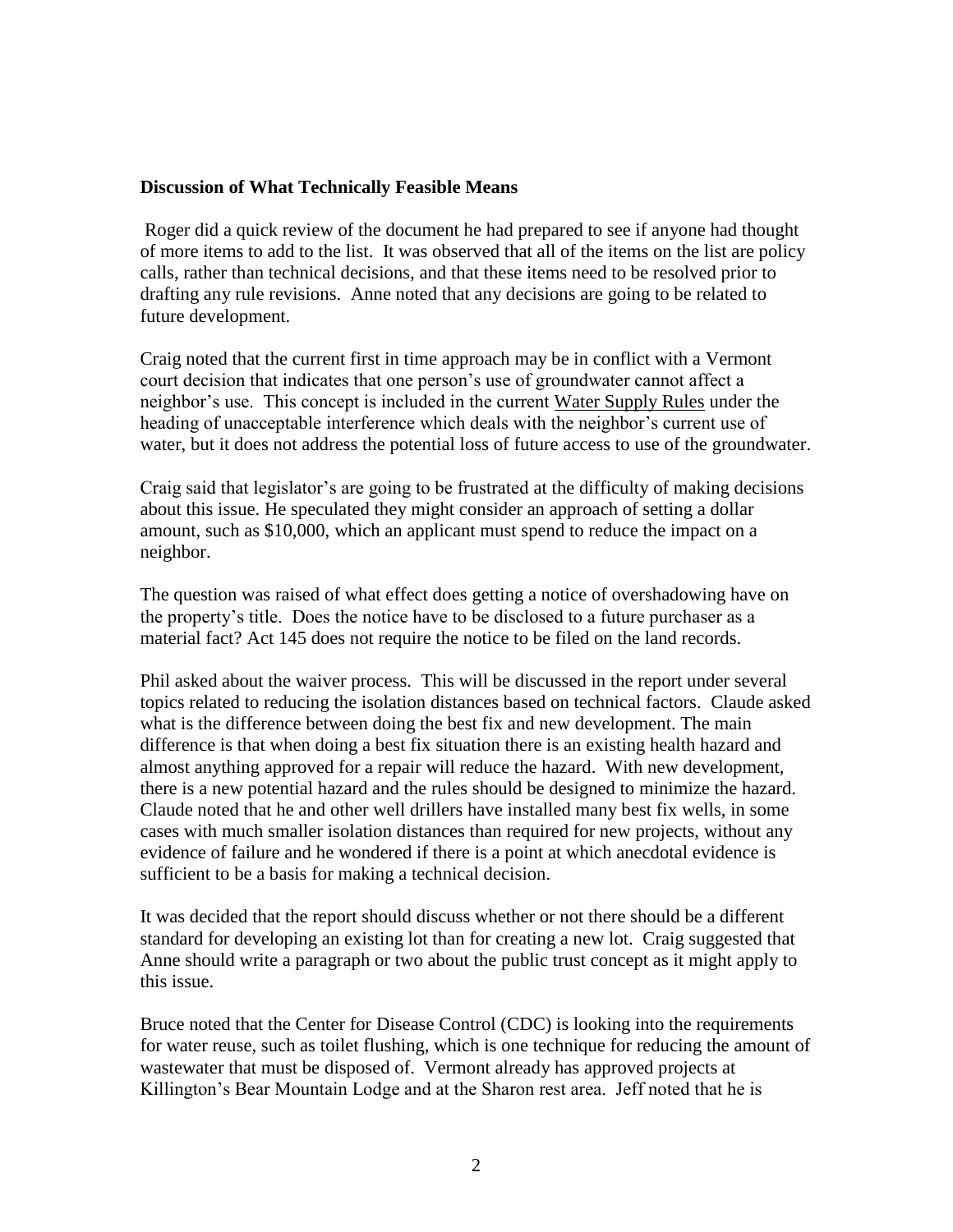**Discussion of What Technically Feasible Means**

Roger did a quick review of the document he had prepared to see if anyone had thought of more items to add to the list. It was observed that all of the items on the list are policy calls, rather than technical decisions, and that these items need to be resolved prior to drafting any rule revisions. Anne noted that any decisions are going to be related to future development.

Craig noted that the current first in time approach may be in conflict with a Vermont court decision that indicates that one person's use of groundwater cannot affect a neighbor's use. This concept is included in the current Water Supply Rules under the heading of unacceptable interference which deals with the neighbor's current use of water, but it does not address the potential loss of future access to use of the groundwater.

Craig said that legislator's are going to be frustrated at the difficulty of making decisions about this issue. He speculated they might consider an approach of setting a dollar amount, such as $10,000, which an applicant must spend to reduce the impact on a neighbor.

The question was raised of what effect does getting a notice of overshadowing have on the property's title. Does the notice have to be disclosed to a future purchaser as a material fact? Act 145 does not require the notice to be filed on the land records.

Phil asked about the waiver process. This will be discussed in the report under several topics related to reducing the isolation distances based on technical factors. Claude asked what is the difference between doing the best fix and new development. The main difference is that when doing a best fix situation there is an existing health hazard and almost anything approved for a repair will reduce the hazard. With new development, there is a new potential hazard and the rules should be designed to minimize the hazard. Claude noted that he and other well drillers have installed many best fix wells, in some cases with much smaller isolation distances than required for new projects, without any evidence of failure and he wondered if there is a point at which anecdotal evidence is sufficient to be a basis for making a technical decision.

It was decided that the report should discuss whether or not there should be a different standard for developing an existing lot than for creating a new lot. Craig suggested that Anne should write a paragraph or two about the public trust concept as it might apply to this issue.

Bruce noted that the Center for Disease Control (CDC) is looking into the requirements for water reuse, such as toilet flushing, which is one technique for reducing the amount of wastewater that must be disposed of. Vermont already has approved projects at Killington's Bear Mountain Lodge and at the Sharon rest area. Jeff noted that he is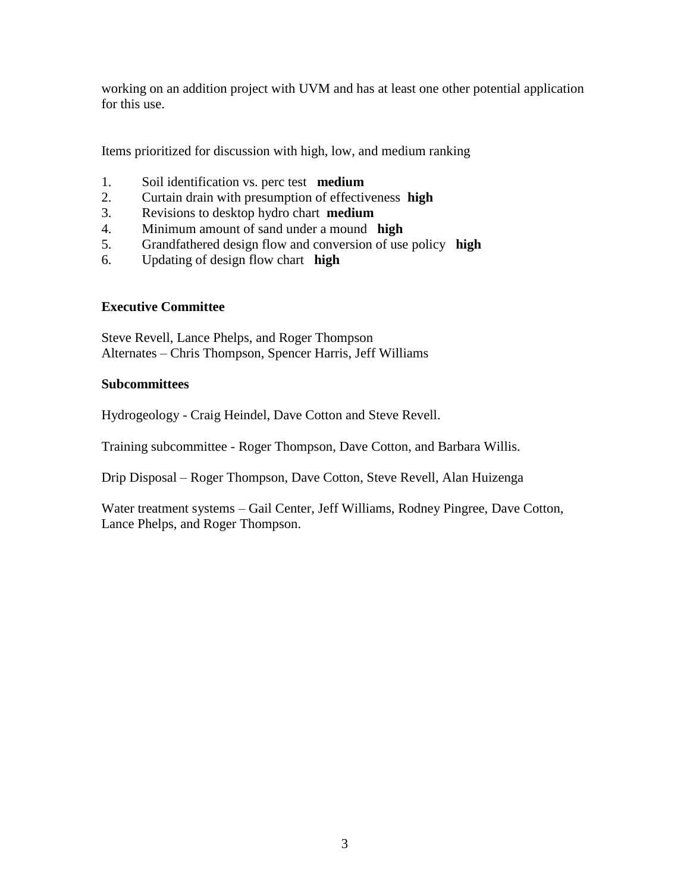working on an addition project with UVM and has at least one other potential application for this use.

Items prioritized for discussion with high, low, and medium ranking

1. Soil identification vs. perc test **medium**
2. Curtain drain with presumption of effectiveness **high**
3. Revisions to desktop hydro chart **medium**
4. Minimum amount of sand under a mound **high**
5. Grandfathered design flow and conversion of use policy **high**
6. Updating of design flow chart **high**

**Executive Committee**

Steve Revell, Lance Phelps, and Roger Thompson
Alternates – Chris Thompson, Spencer Harris, Jeff Williams

**Subcommittees**

Hydrogeology - Craig Heindel, Dave Cotton and Steve Revell.

Training subcommittee - Roger Thompson, Dave Cotton, and Barbara Willis.

Drip Disposal – Roger Thompson, Dave Cotton, Steve Revell, Alan Huizenga

Water treatment systems – Gail Center, Jeff Williams, Rodney Pingree, Dave Cotton, Lance Phelps, and Roger Thompson.